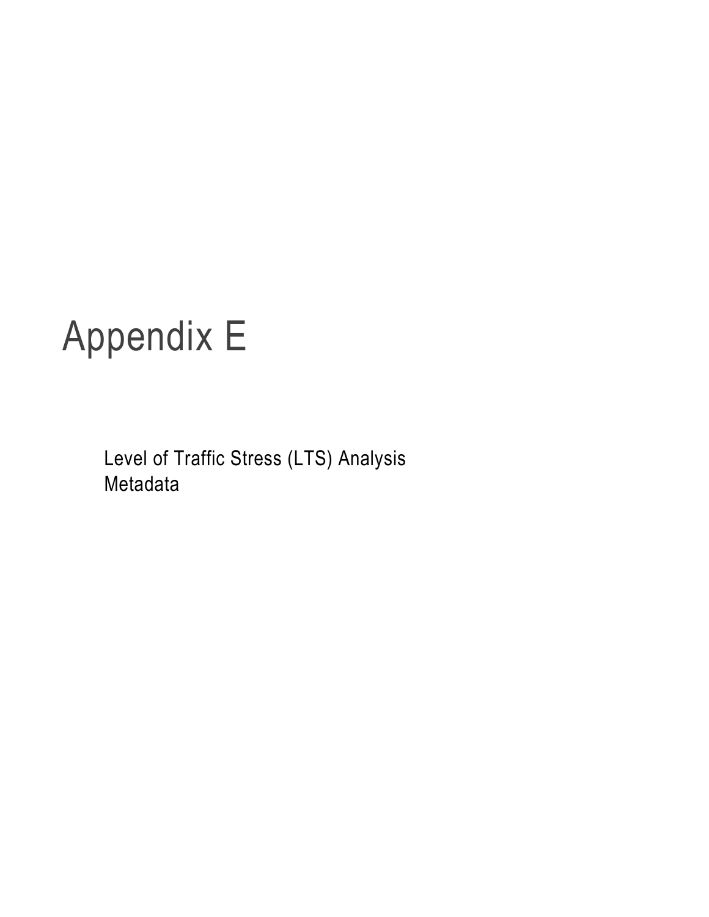# Appendix E

Level of Traffic Stress (LTS) Analysis Metadata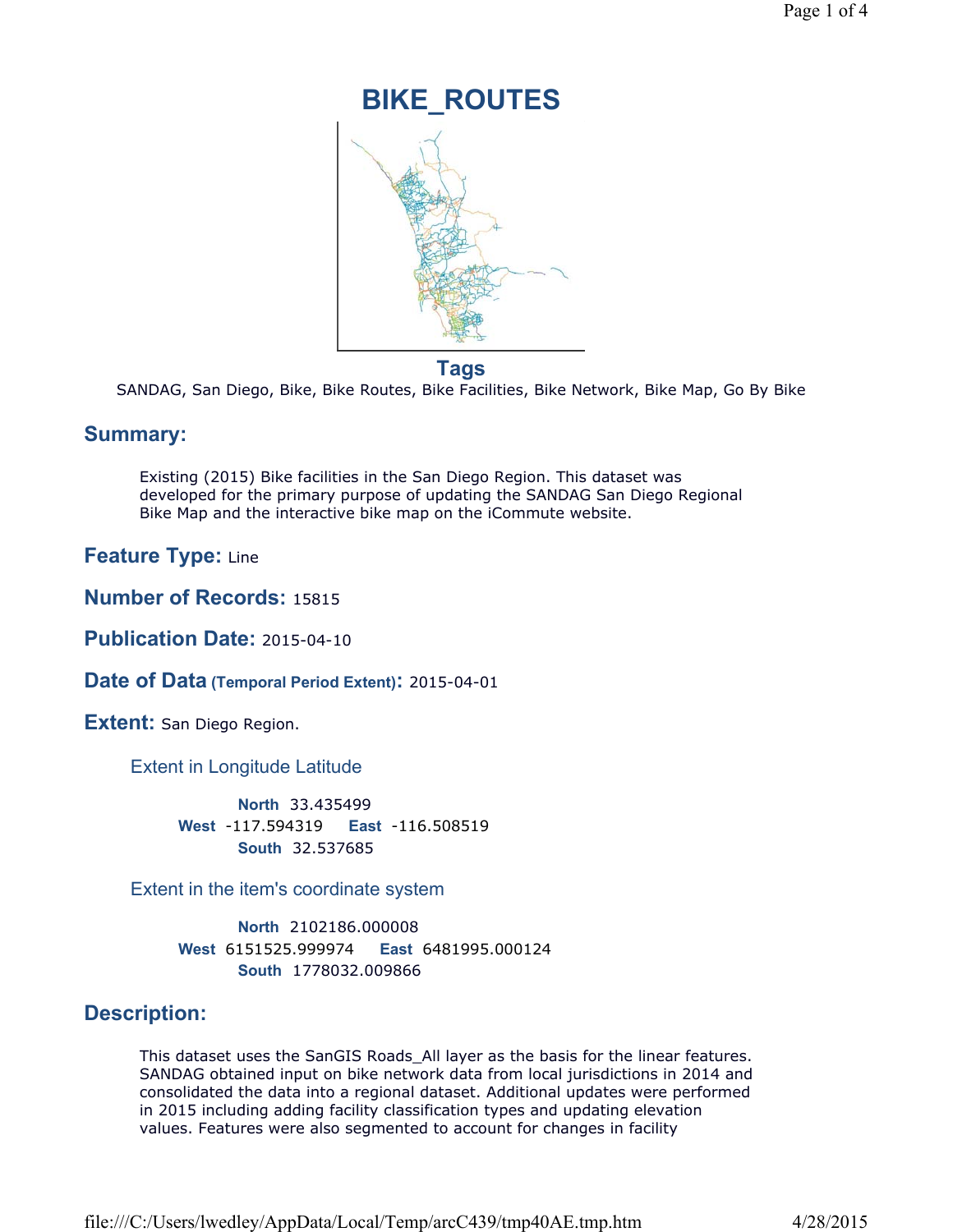# BIKE_ROUTES

## Tags

SANDAG, San Diego, Bike, Bike Routes, Bike Facilities, Bike Network, Bike Map, Go By Bike

## Summary:

Existing (2015) Bike facilities in the San Diego Region. This dataset was developed for the primary purpose of updating the SANDAG San Diego Regional Bike Map and the interactive bike map on the iCommute website.

**Feature Type:** Line

**Number of Records:** 15815

**Publication Date:** 2015-04-10

**Date of Data (Temporal Period Extent):** 2015-04-01

**Extent:** San Diego Region.

### Extent in Longitude Latitude

**North** 33.435499
**West** -117.594319 **East** -116.508519
**South** 32.537685

### Extent in the item's coordinate system

**North** 2102186.000008
**West** 6151525.999974 **East** 6481995.000124
**South** 1778032.009866

## Description:

This dataset uses the SanGIS Roads_All layer as the basis for the linear features. SANDAG obtained input on bike network data from local jurisdictions in 2014 and consolidated the data into a regional dataset. Additional updates were performed in 2015 including adding facility classification types and updating elevation values. Features were also segmented to account for changes in facility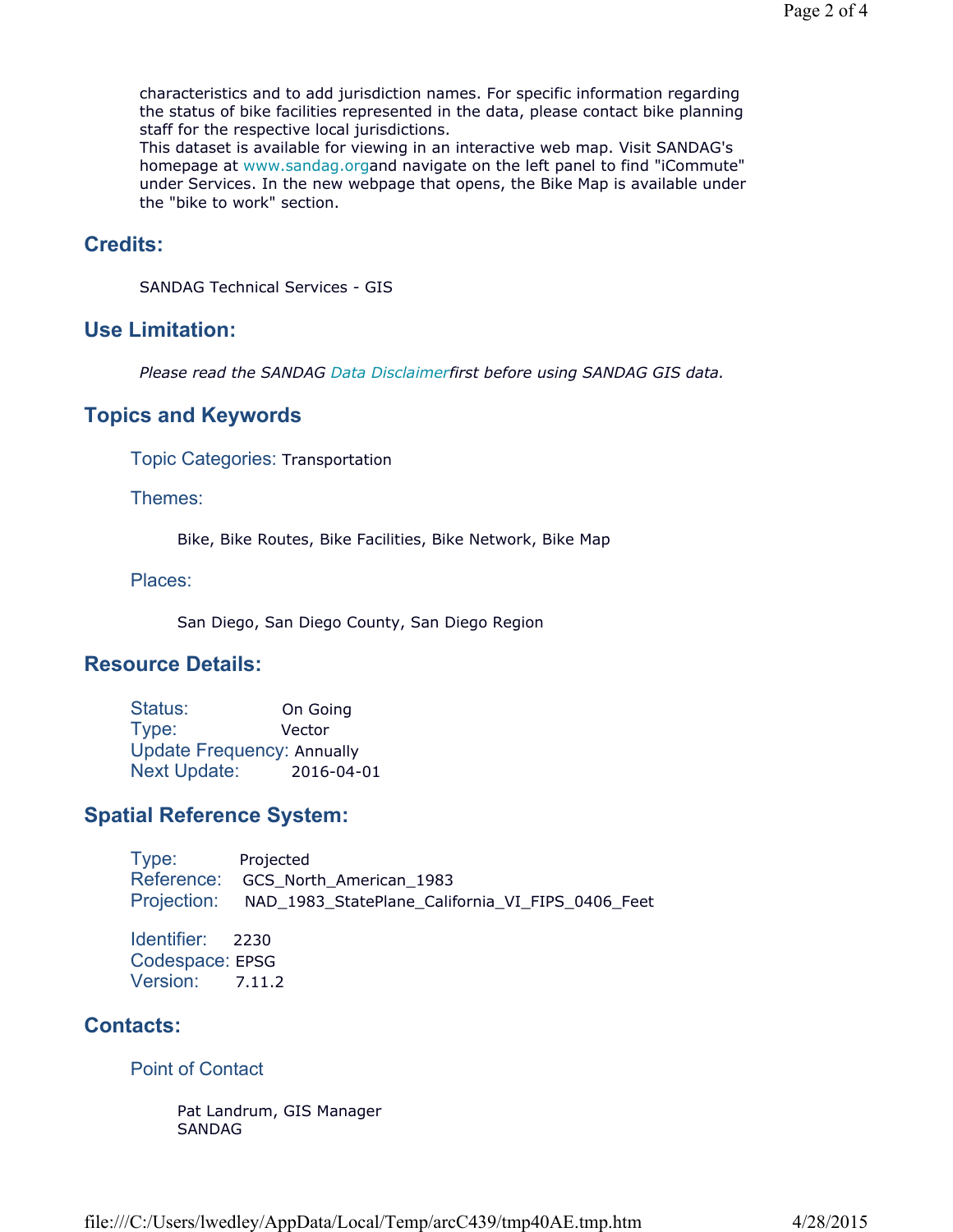characteristics and to add jurisdiction names. For specific information regarding the status of bike facilities represented in the data, please contact bike planning staff for the respective local jurisdictions.
This dataset is available for viewing in an interactive web map. Visit SANDAG's homepage at www.sandag.organd navigate on the left panel to find "iCommute" under Services. In the new webpage that opens, the Bike Map is available under the "bike to work" section.

## Credits:

SANDAG Technical Services - GIS

## Use Limitation:

*Please read the SANDAG Data Disclaimerfirst before using SANDAG GIS data.*

## Topics and Keywords

### Topic Categories: Transportation

### Themes:

Bike, Bike Routes, Bike Facilities, Bike Network, Bike Map

### Places:

San Diego, San Diego County, San Diego Region

## Resource Details:

Status: On Going
Type: Vector
Update Frequency: Annually
Next Update: 2016-04-01

## Spatial Reference System:

Type: Projected
Reference: GCS_North_American_1983
Projection: NAD_1983_StatePlane_California_VI_FIPS_0406_Feet

Identifier: 2230
Codespace: EPSG
Version: 7.11.2

## Contacts:

### Point of Contact

Pat Landrum, GIS Manager
SANDAG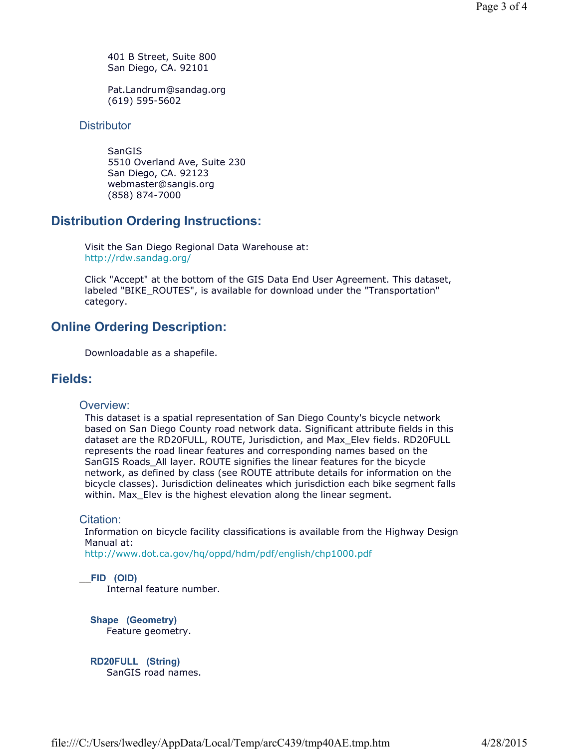401 B Street, Suite 800
San Diego, CA. 92101

Pat.Landrum@sandag.org
(619) 595-5602

### Distributor

SanGIS
5510 Overland Ave, Suite 230
San Diego, CA. 92123
webmaster@sangis.org
(858) 874-7000

## Distribution Ordering Instructions:

Visit the San Diego Regional Data Warehouse at:
http://rdw.sandag.org/

Click "Accept" at the bottom of the GIS Data End User Agreement. This dataset, labeled "BIKE_ROUTES", is available for download under the "Transportation" category.

## Online Ordering Description:

Downloadable as a shapefile.

## Fields:

### Overview:

This dataset is a spatial representation of San Diego County's bicycle network based on San Diego County road network data. Significant attribute fields in this dataset are the RD20FULL, ROUTE, Jurisdiction, and Max_Elev fields. RD20FULL represents the road linear features and corresponding names based on the SanGIS Roads_All layer. ROUTE signifies the linear features for the bicycle network, as defined by class (see ROUTE attribute details for information on the bicycle classes). Jurisdiction delineates which jurisdiction each bike segment falls within. Max_Elev is the highest elevation along the linear segment.

### Citation:

Information on bicycle facility classifications is available from the Highway Design Manual at:
http://www.dot.ca.gov/hq/oppd/hdm/pdf/english/chp1000.pdf

**__FID (OID)**
Internal feature number.

**Shape (Geometry)**
Feature geometry.

**RD20FULL (String)**
SanGIS road names.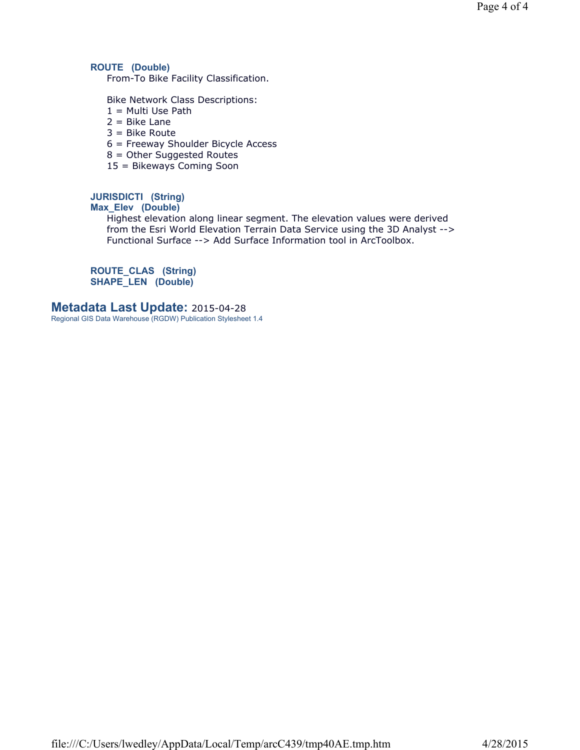**ROUTE (Double)**

From-To Bike Facility Classification.

Bike Network Class Descriptions:
1 = Multi Use Path
2 = Bike Lane
3 = Bike Route
6 = Freeway Shoulder Bicycle Access
8 = Other Suggested Routes
15 = Bikeways Coming Soon

**JURISDICTI (String)**

**Max_Elev (Double)**

Highest elevation along linear segment. The elevation values were derived from the Esri World Elevation Terrain Data Service using the 3D Analyst --> Functional Surface --> Add Surface Information tool in ArcToolbox.

**ROUTE_CLAS (String)**

**SHAPE_LEN (Double)**

## Metadata Last Update: 2015-04-28

Regional GIS Data Warehouse (RGDW) Publication Stylesheet 1.4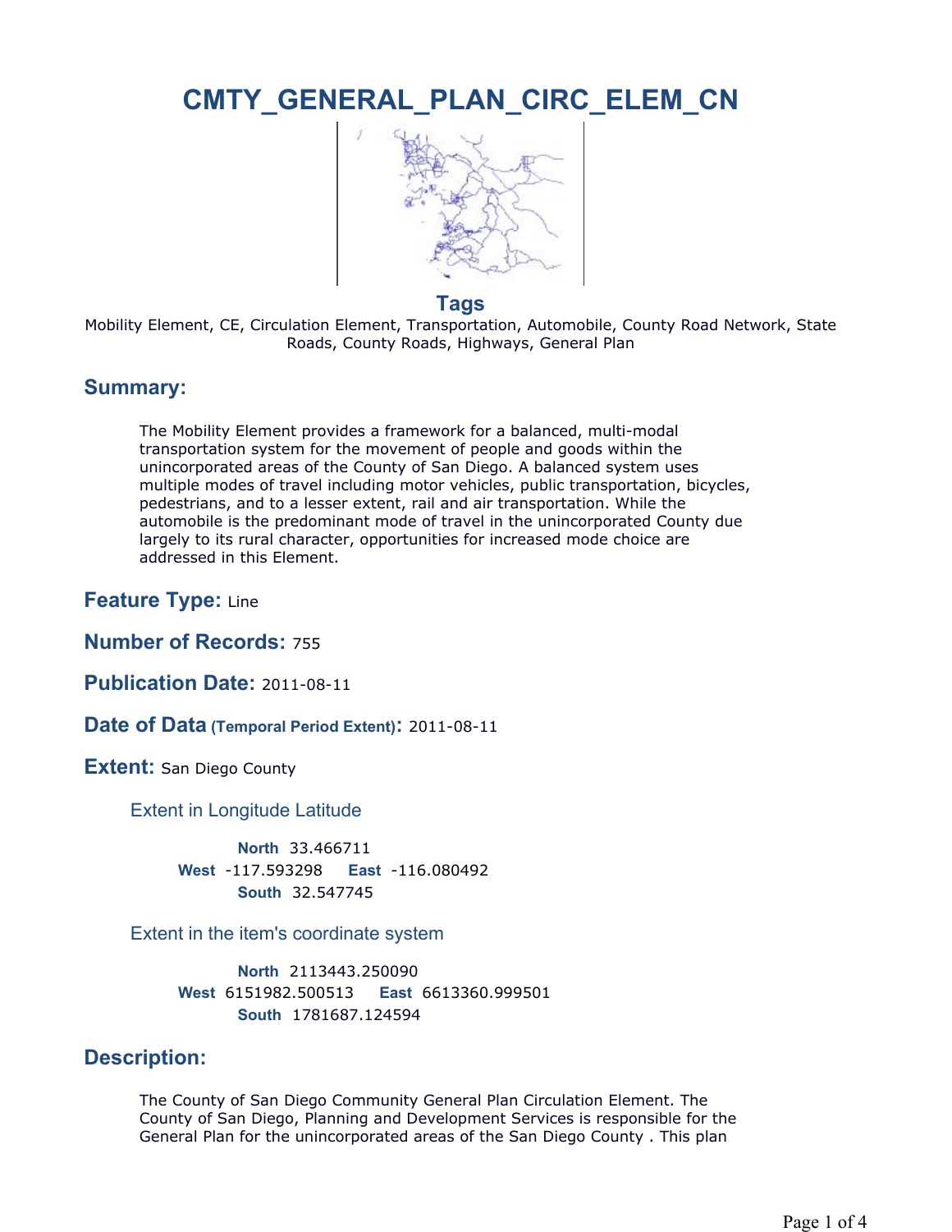# CMTY_GENERAL_PLAN_CIRC_ELEM_CN

## Tags

Mobility Element, CE, Circulation Element, Transportation, Automobile, County Road Network, State Roads, County Roads, Highways, General Plan

## Summary:

The Mobility Element provides a framework for a balanced, multi-modal transportation system for the movement of people and goods within the unincorporated areas of the County of San Diego. A balanced system uses multiple modes of travel including motor vehicles, public transportation, bicycles, pedestrians, and to a lesser extent, rail and air transportation. While the automobile is the predominant mode of travel in the unincorporated County due largely to its rural character, opportunities for increased mode choice are addressed in this Element.

## Feature Type: Line

## Number of Records: 755

## Publication Date: 2011-08-11

## Date of Data (Temporal Period Extent): 2011-08-11

## Extent: San Diego County

### Extent in Longitude Latitude

**North** 33.466711
**West** -117.593298 **East** -116.080492
**South** 32.547745

### Extent in the item's coordinate system

**North** 2113443.250090
**West** 6151982.500513 **East** 6613360.999501
**South** 1781687.124594

## Description:

The County of San Diego Community General Plan Circulation Element. The County of San Diego, Planning and Development Services is responsible for the General Plan for the unincorporated areas of the San Diego County . This plan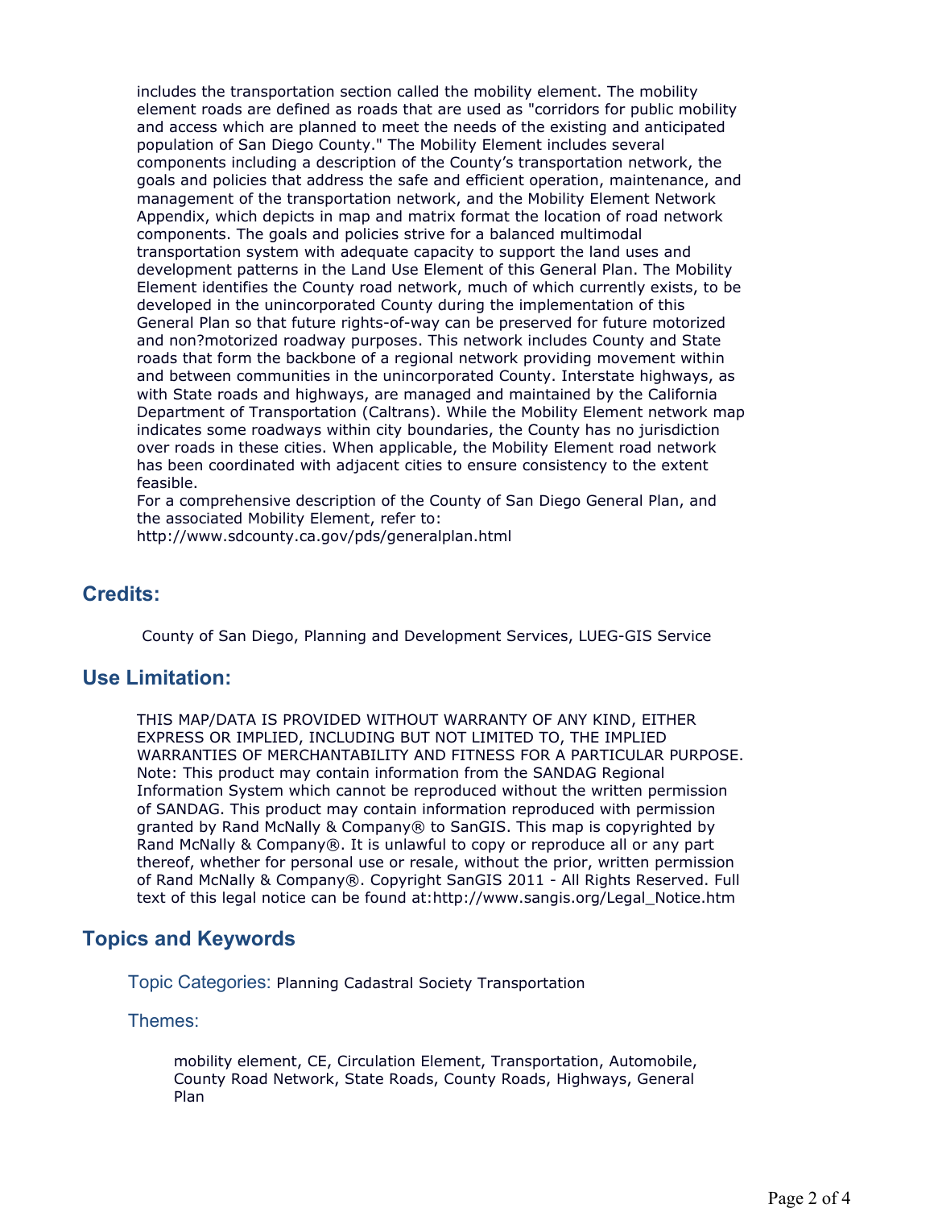includes the transportation section called the mobility element. The mobility element roads are defined as roads that are used as "corridors for public mobility and access which are planned to meet the needs of the existing and anticipated population of San Diego County." The Mobility Element includes several components including a description of the County's transportation network, the goals and policies that address the safe and efficient operation, maintenance, and management of the transportation network, and the Mobility Element Network Appendix, which depicts in map and matrix format the location of road network components. The goals and policies strive for a balanced multimodal transportation system with adequate capacity to support the land uses and development patterns in the Land Use Element of this General Plan. The Mobility Element identifies the County road network, much of which currently exists, to be developed in the unincorporated County during the implementation of this General Plan so that future rights-of-way can be preserved for future motorized and non?motorized roadway purposes. This network includes County and State roads that form the backbone of a regional network providing movement within and between communities in the unincorporated County. Interstate highways, as with State roads and highways, are managed and maintained by the California Department of Transportation (Caltrans). While the Mobility Element network map indicates some roadways within city boundaries, the County has no jurisdiction over roads in these cities. When applicable, the Mobility Element road network has been coordinated with adjacent cities to ensure consistency to the extent feasible.
For a comprehensive description of the County of San Diego General Plan, and the associated Mobility Element, refer to:
http://www.sdcounty.ca.gov/pds/generalplan.html

## Credits:

County of San Diego, Planning and Development Services, LUEG-GIS Service

## Use Limitation:

THIS MAP/DATA IS PROVIDED WITHOUT WARRANTY OF ANY KIND, EITHER EXPRESS OR IMPLIED, INCLUDING BUT NOT LIMITED TO, THE IMPLIED WARRANTIES OF MERCHANTABILITY AND FITNESS FOR A PARTICULAR PURPOSE. Note: This product may contain information from the SANDAG Regional Information System which cannot be reproduced without the written permission of SANDAG. This product may contain information reproduced with permission granted by Rand McNally & Company® to SanGIS. This map is copyrighted by Rand McNally & Company®. It is unlawful to copy or reproduce all or any part thereof, whether for personal use or resale, without the prior, written permission of Rand McNally & Company®. Copyright SanGIS 2011 - All Rights Reserved. Full text of this legal notice can be found at:http://www.sangis.org/Legal_Notice.htm

## Topics and Keywords

Topic Categories: Planning Cadastral Society Transportation

Themes:

mobility element, CE, Circulation Element, Transportation, Automobile, County Road Network, State Roads, County Roads, Highways, General Plan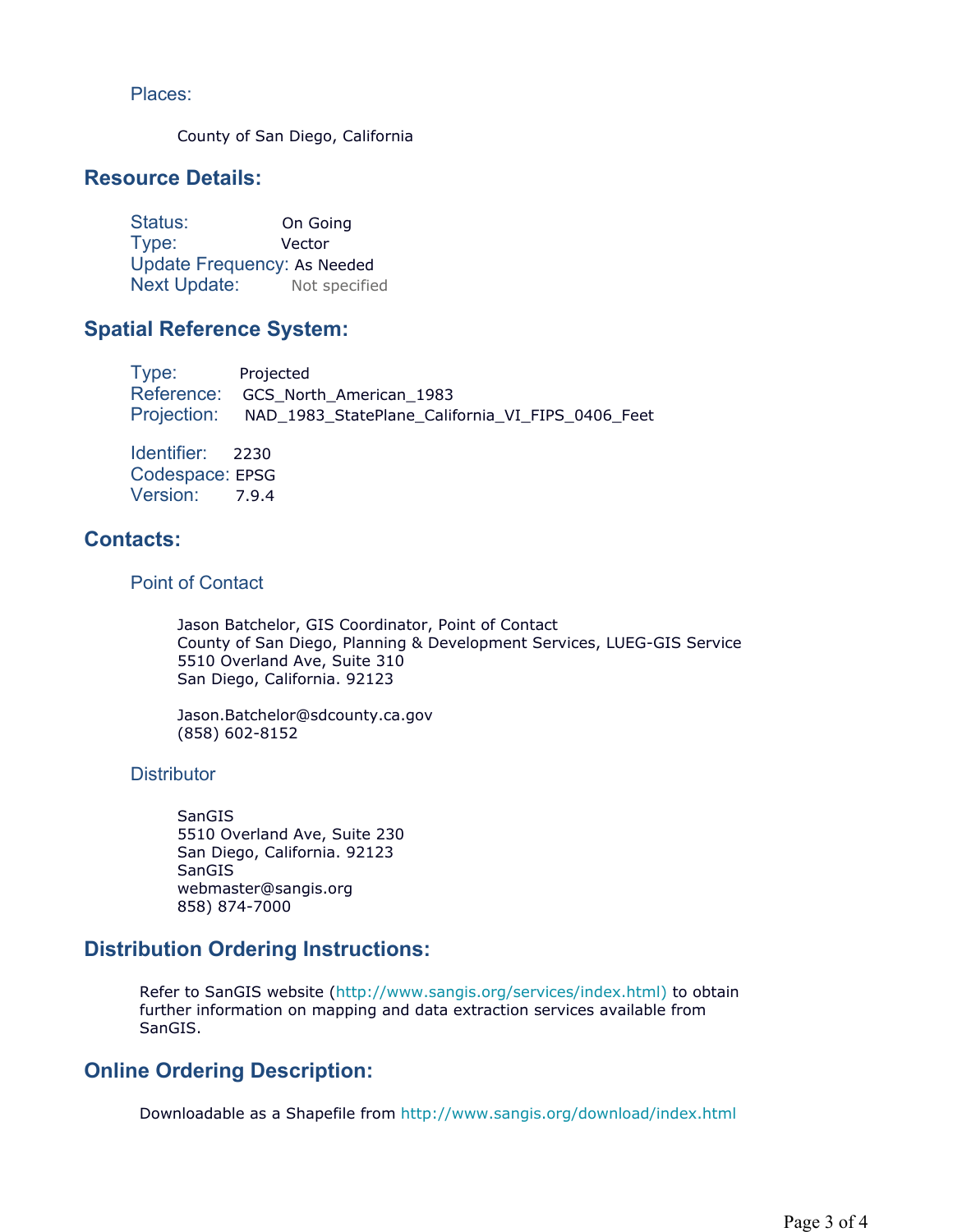### Places:

County of San Diego, California

## Resource Details:

Status: On Going
Type: Vector
Update Frequency: As Needed
Next Update: Not specified

## Spatial Reference System:

Type: Projected
Reference: GCS_North_American_1983
Projection: NAD_1983_StatePlane_California_VI_FIPS_0406_Feet

Identifier: 2230
Codespace: EPSG
Version: 7.9.4

## Contacts:

### Point of Contact

Jason Batchelor, GIS Coordinator, Point of Contact
County of San Diego, Planning & Development Services, LUEG-GIS Service
5510 Overland Ave, Suite 310
San Diego, California. 92123

Jason.Batchelor@sdcounty.ca.gov
(858) 602-8152

### Distributor

SanGIS
5510 Overland Ave, Suite 230
San Diego, California. 92123
SanGIS
webmaster@sangis.org
858) 874-7000

## Distribution Ordering Instructions:

Refer to SanGIS website (http://www.sangis.org/services/index.html) to obtain further information on mapping and data extraction services available from SanGIS.

## Online Ordering Description:

Downloadable as a Shapefile from http://www.sangis.org/download/index.html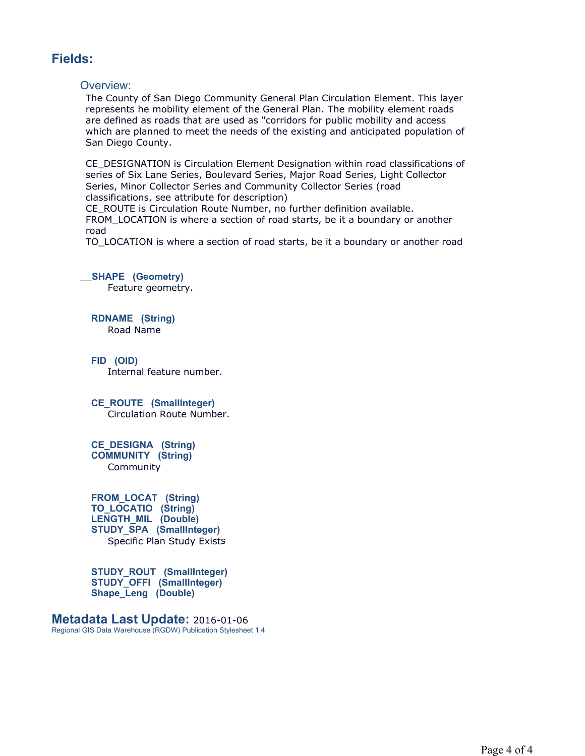## Fields:

### Overview:

The County of San Diego Community General Plan Circulation Element. This layer represents he mobility element of the General Plan. The mobility element roads are defined as roads that are used as "corridors for public mobility and access which are planned to meet the needs of the existing and anticipated population of San Diego County.

CE_DESIGNATION is Circulation Element Designation within road classifications of series of Six Lane Series, Boulevard Series, Major Road Series, Light Collector Series, Minor Collector Series and Community Collector Series (road classifications, see attribute for description)
CE_ROUTE is Circulation Route Number, no further definition available.
FROM_LOCATION is where a section of road starts, be it a boundary or another road
TO_LOCATION is where a section of road starts, be it a boundary or another road

**__SHAPE (Geometry)**
Feature geometry.

**RDNAME (String)**
Road Name

**FID (OID)**
Internal feature number.

**CE_ROUTE (SmallInteger)**
Circulation Route Number.

**CE_DESIGNA (String)**
**COMMUNITY (String)**
Community

**FROM_LOCAT (String)**
**TO_LOCATIO (String)**
**LENGTH_MIL (Double)**
**STUDY_SPA (SmallInteger)**
Specific Plan Study Exists

**STUDY_ROUT (SmallInteger)**
**STUDY_OFFI (SmallInteger)**
**Shape_Leng (Double)**

## Metadata Last Update: 2016-01-06

Regional GIS Data Warehouse (RGDW) Publication Stylesheet 1.4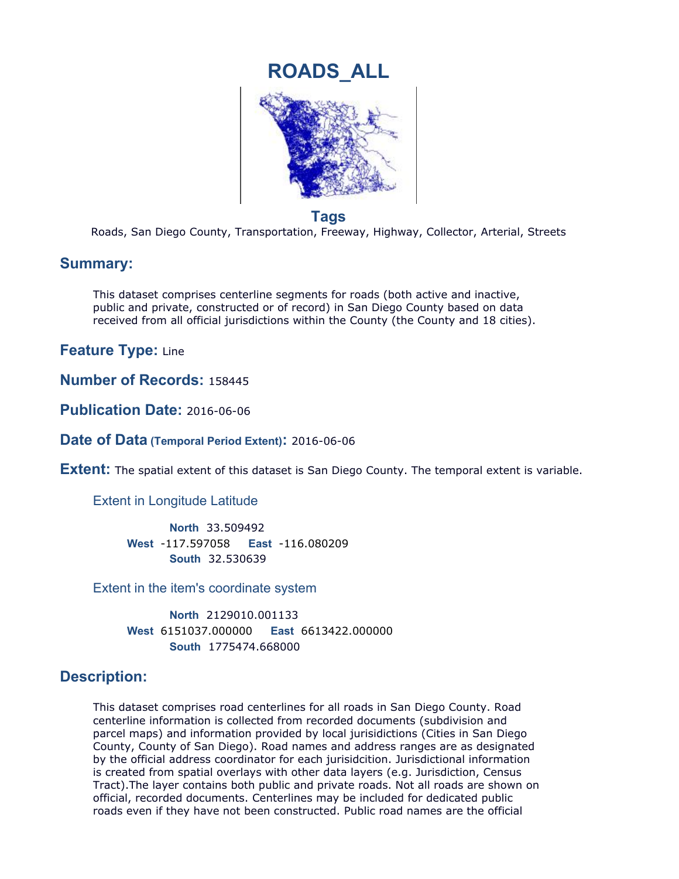# ROADS_ALL

## Tags

Roads, San Diego County, Transportation, Freeway, Highway, Collector, Arterial, Streets

## Summary:

This dataset comprises centerline segments for roads (both active and inactive, public and private, constructed or of record) in San Diego County based on data received from all official jurisdictions within the County (the County and 18 cities).

## Feature Type: Line

## Number of Records: 158445

## Publication Date: 2016-06-06

## Date of Data (Temporal Period Extent): 2016-06-06

## Extent: The spatial extent of this dataset is San Diego County. The temporal extent is variable.

### Extent in Longitude Latitude

**North** 33.509492
**West** -117.597058 **East** -116.080209
**South** 32.530639

### Extent in the item's coordinate system

**North** 2129010.001133
**West** 6151037.000000 **East** 6613422.000000
**South** 1775474.668000

## Description:

This dataset comprises road centerlines for all roads in San Diego County. Road centerline information is collected from recorded documents (subdivision and parcel maps) and information provided by local jurisidictions (Cities in San Diego County, County of San Diego). Road names and address ranges are as designated by the official address coordinator for each jurisidcition. Jurisdictional information is created from spatial overlays with other data layers (e.g. Jurisdiction, Census Tract).The layer contains both public and private roads. Not all roads are shown on official, recorded documents. Centerlines may be included for dedicated public roads even if they have not been constructed. Public road names are the official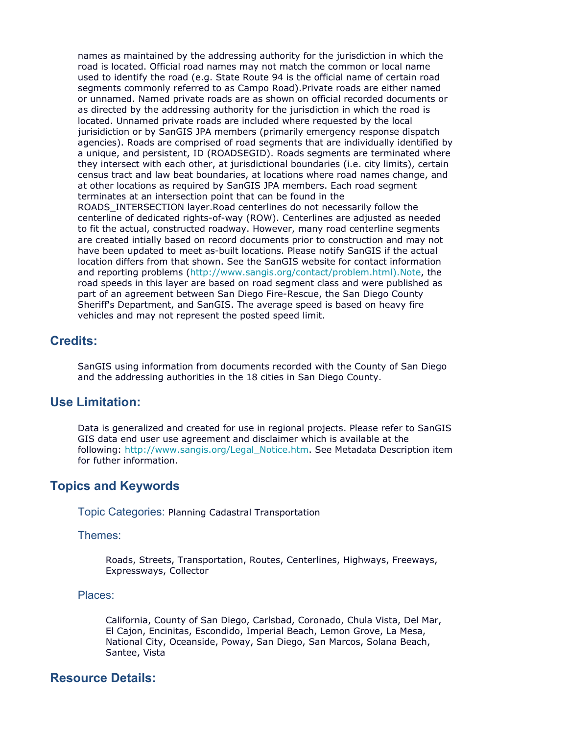names as maintained by the addressing authority for the jurisdiction in which the road is located. Official road names may not match the common or local name used to identify the road (e.g. State Route 94 is the official name of certain road segments commonly referred to as Campo Road).Private roads are either named or unnamed. Named private roads are as shown on official recorded documents or as directed by the addressing authority for the jurisdiction in which the road is located. Unnamed private roads are included where requested by the local jurisidiction or by SanGIS JPA members (primarily emergency response dispatch agencies). Roads are comprised of road segments that are individually identified by a unique, and persistent, ID (ROADSEGID). Roads segments are terminated where they intersect with each other, at jurisdictional boundaries (i.e. city limits), certain census tract and law beat boundaries, at locations where road names change, and at other locations as required by SanGIS JPA members. Each road segment terminates at an intersection point that can be found in the ROADS_INTERSECTION layer.Road centerlines do not necessarily follow the centerline of dedicated rights-of-way (ROW). Centerlines are adjusted as needed to fit the actual, constructed roadway. However, many road centerline segments are created intially based on record documents prior to construction and may not have been updated to meet as-built locations. Please notify SanGIS if the actual location differs from that shown. See the SanGIS website for contact information and reporting problems (http://www.sangis.org/contact/problem.html).Note, the road speeds in this layer are based on road segment class and were published as part of an agreement between San Diego Fire-Rescue, the San Diego County Sheriff's Department, and SanGIS. The average speed is based on heavy fire vehicles and may not represent the posted speed limit.

## Credits:

SanGIS using information from documents recorded with the County of San Diego and the addressing authorities in the 18 cities in San Diego County.

## Use Limitation:

Data is generalized and created for use in regional projects. Please refer to SanGIS GIS data end user use agreement and disclaimer which is available at the following: http://www.sangis.org/Legal_Notice.htm. See Metadata Description item for futher information.

## Topics and Keywords

Topic Categories: Planning Cadastral Transportation

Themes:

Roads, Streets, Transportation, Routes, Centerlines, Highways, Freeways, Expressways, Collector

Places:

California, County of San Diego, Carlsbad, Coronado, Chula Vista, Del Mar, El Cajon, Encinitas, Escondido, Imperial Beach, Lemon Grove, La Mesa, National City, Oceanside, Poway, San Diego, San Marcos, Solana Beach, Santee, Vista

## Resource Details: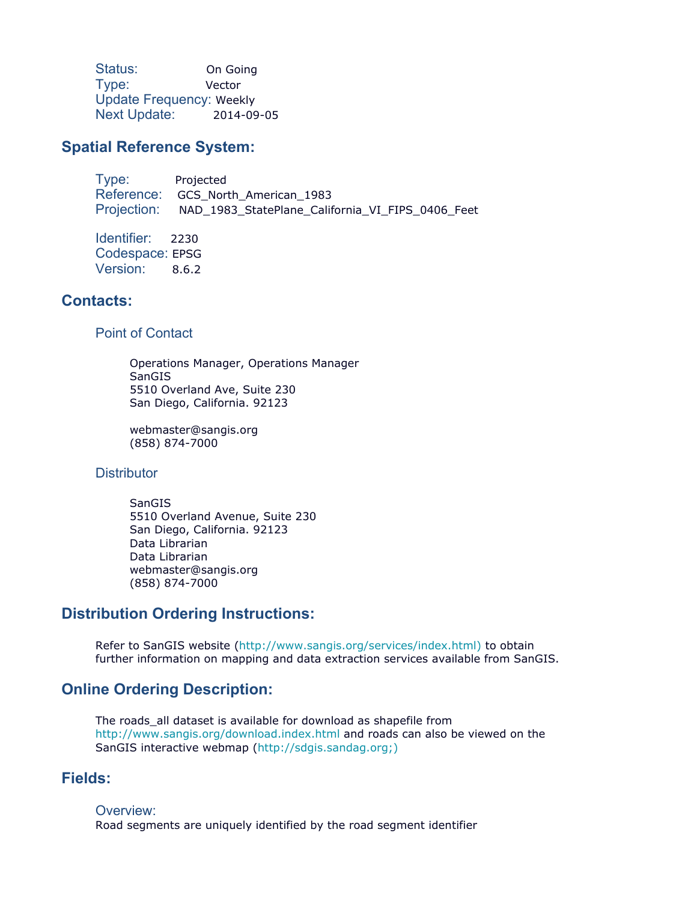Status: On Going
Type: Vector
Update Frequency: Weekly
Next Update: 2014-09-05

## Spatial Reference System:

Type: Projected
Reference: GCS_North_American_1983
Projection: NAD_1983_StatePlane_California_VI_FIPS_0406_Feet

Identifier: 2230
Codespace: EPSG
Version: 8.6.2

## Contacts:

### Point of Contact

Operations Manager, Operations Manager
SanGIS
5510 Overland Ave, Suite 230
San Diego, California. 92123

webmaster@sangis.org
(858) 874-7000

### Distributor

SanGIS
5510 Overland Avenue, Suite 230
San Diego, California. 92123
Data Librarian
Data Librarian
webmaster@sangis.org
(858) 874-7000

## Distribution Ordering Instructions:

Refer to SanGIS website (http://www.sangis.org/services/index.html) to obtain further information on mapping and data extraction services available from SanGIS.

## Online Ordering Description:

The roads_all dataset is available for download as shapefile from http://www.sangis.org/download.index.html and roads can also be viewed on the SanGIS interactive webmap (http://sdgis.sandag.org;)

## Fields:

### Overview:

Road segments are uniquely identified by the road segment identifier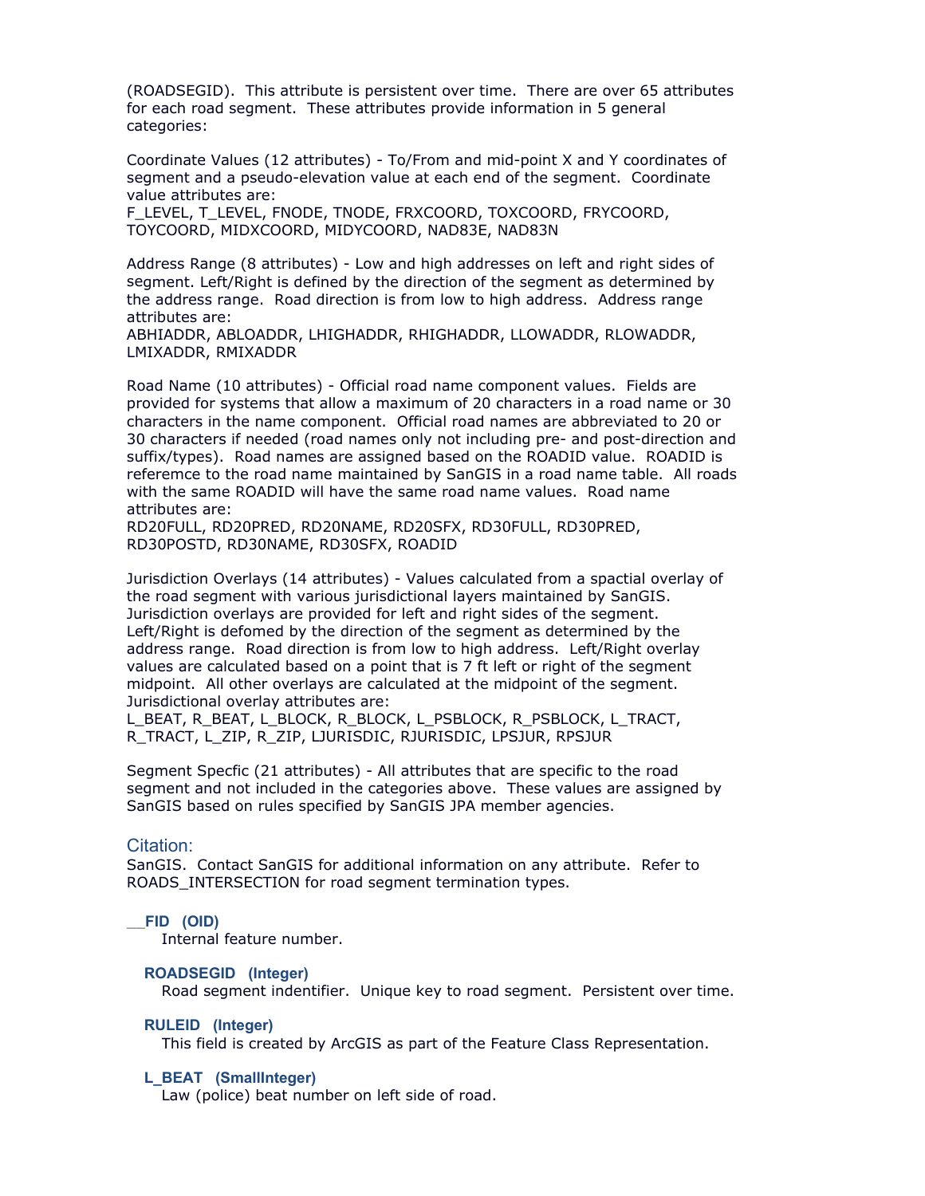(ROADSEGID). This attribute is persistent over time. There are over 65 attributes for each road segment. These attributes provide information in 5 general categories:

Coordinate Values (12 attributes) - To/From and mid-point X and Y coordinates of segment and a pseudo-elevation value at each end of the segment. Coordinate value attributes are:
F_LEVEL, T_LEVEL, FNODE, TNODE, FRXCOORD, TOXCOORD, FRYCOORD, TOYCOORD, MIDXCOORD, MIDYCOORD, NAD83E, NAD83N

Address Range (8 attributes) - Low and high addresses on left and right sides of segment. Left/Right is defined by the direction of the segment as determined by the address range. Road direction is from low to high address. Address range attributes are:
ABHIADDR, ABLOADDR, LHIGHADDR, RHIGHADDR, LLOWADDR, RLOWADDR, LMIXADDR, RMIXADDR

Road Name (10 attributes) - Official road name component values. Fields are provided for systems that allow a maximum of 20 characters in a road name or 30 characters in the name component. Official road names are abbreviated to 20 or 30 characters if needed (road names only not including pre- and post-direction and suffix/types). Road names are assigned based on the ROADID value. ROADID is referemce to the road name maintained by SanGIS in a road name table. All roads with the same ROADID will have the same road name values. Road name attributes are:
RD20FULL, RD20PRED, RD20NAME, RD20SFX, RD30FULL, RD30PRED, RD30POSTD, RD30NAME, RD30SFX, ROADID

Jurisdiction Overlays (14 attributes) - Values calculated from a spactial overlay of the road segment with various jurisdictional layers maintained by SanGIS. Jurisdiction overlays are provided for left and right sides of the segment. Left/Right is defomed by the direction of the segment as determined by the address range. Road direction is from low to high address. Left/Right overlay values are calculated based on a point that is 7 ft left or right of the segment midpoint. All other overlays are calculated at the midpoint of the segment. Jurisdictional overlay attributes are:
L_BEAT, R_BEAT, L_BLOCK, R_BLOCK, L_PSBLOCK, R_PSBLOCK, L_TRACT, R_TRACT, L_ZIP, R_ZIP, LJURISDIC, RJURISDIC, LPSJUR, RPSJUR

Segment Specfic (21 attributes) - All attributes that are specific to the road segment and not included in the categories above. These values are assigned by SanGIS based on rules specified by SanGIS JPA member agencies.

### Citation:

SanGIS. Contact SanGIS for additional information on any attribute. Refer to ROADS_INTERSECTION for road segment termination types.

**__FID (OID)**
Internal feature number.

**ROADSEGID (Integer)**
Road segment indentifier. Unique key to road segment. Persistent over time.

**RULEID (Integer)**
This field is created by ArcGIS as part of the Feature Class Representation.

**L_BEAT (SmallInteger)**
Law (police) beat number on left side of road.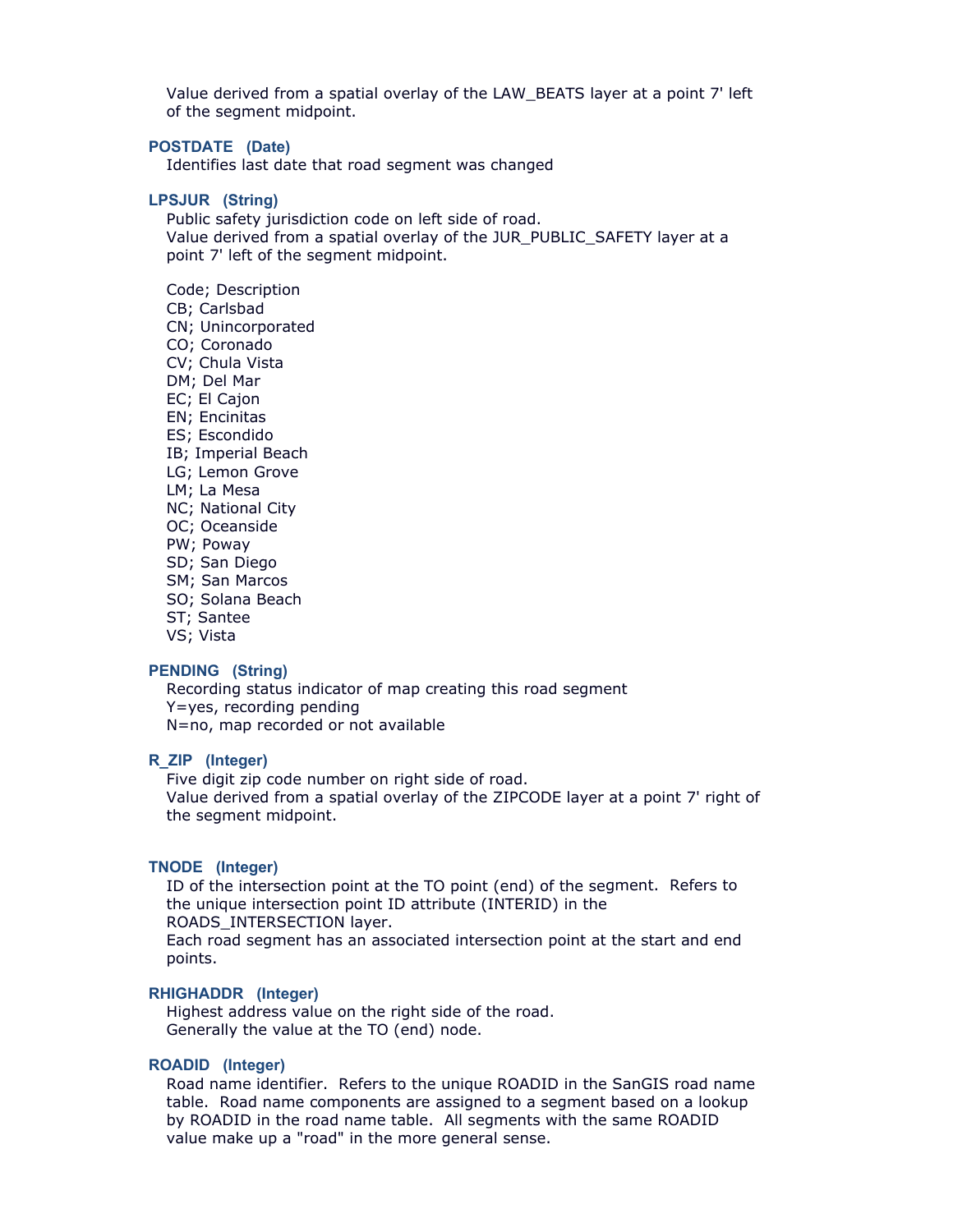Value derived from a spatial overlay of the LAW_BEATS layer at a point 7' left of the segment midpoint.

### POSTDATE (Date)

Identifies last date that road segment was changed

### LPSJUR (String)

Public safety jurisdiction code on left side of road.
Value derived from a spatial overlay of the JUR_PUBLIC_SAFETY layer at a point 7' left of the segment midpoint.

Code; Description
CB; Carlsbad
CN; Unincorporated
CO; Coronado
CV; Chula Vista
DM; Del Mar
EC; El Cajon
EN; Encinitas
ES; Escondido
IB; Imperial Beach
LG; Lemon Grove
LM; La Mesa
NC; National City
OC; Oceanside
PW; Poway
SD; San Diego
SM; San Marcos
SO; Solana Beach
ST; Santee
VS; Vista

### PENDING (String)

Recording status indicator of map creating this road segment
Y=yes, recording pending
N=no, map recorded or not available

### R_ZIP (Integer)

Five digit zip code number on right side of road.
Value derived from a spatial overlay of the ZIPCODE layer at a point 7' right of the segment midpoint.

### TNODE (Integer)

ID of the intersection point at the TO point (end) of the segment. Refers to the unique intersection point ID attribute (INTERID) in the ROADS_INTERSECTION layer.
Each road segment has an associated intersection point at the start and end points.

### RHIGHADDR (Integer)

Highest address value on the right side of the road.
Generally the value at the TO (end) node.

### ROADID (Integer)

Road name identifier. Refers to the unique ROADID in the SanGIS road name table. Road name components are assigned to a segment based on a lookup by ROADID in the road name table. All segments with the same ROADID value make up a "road" in the more general sense.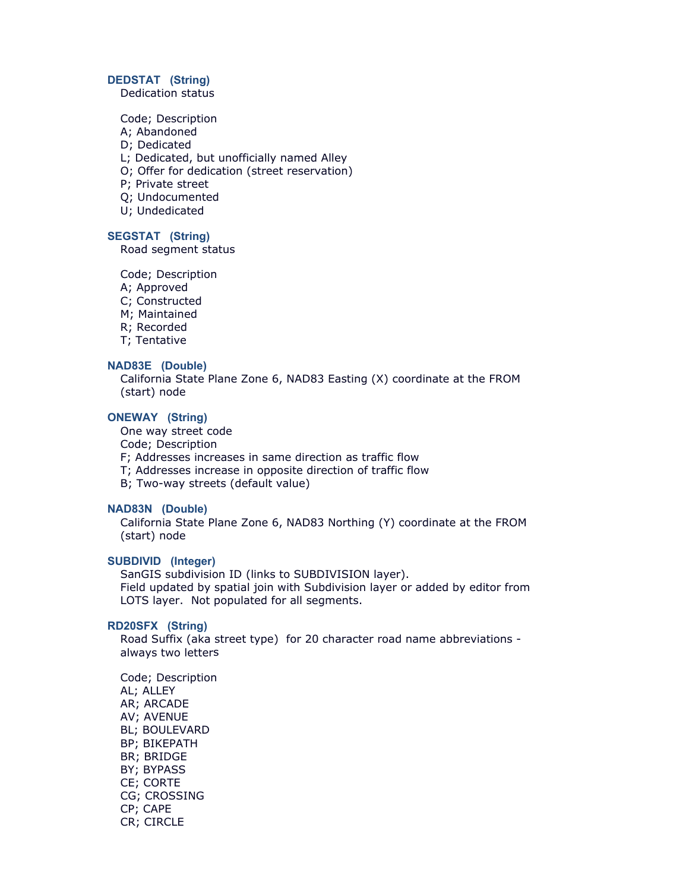### DEDSTAT (String)

Dedication status

Code; Description
A; Abandoned
D; Dedicated
L; Dedicated, but unofficially named Alley
O; Offer for dedication (street reservation)
P; Private street
Q; Undocumented
U; Undedicated

### SEGSTAT (String)

Road segment status

Code; Description
A; Approved
C; Constructed
M; Maintained
R; Recorded
T; Tentative

### NAD83E (Double)

California State Plane Zone 6, NAD83 Easting (X) coordinate at the FROM (start) node

### ONEWAY (String)

One way street code
Code; Description
F; Addresses increases in same direction as traffic flow
T; Addresses increase in opposite direction of traffic flow
B; Two-way streets (default value)

### NAD83N (Double)

California State Plane Zone 6, NAD83 Northing (Y) coordinate at the FROM (start) node

### SUBDIVID (Integer)

SanGIS subdivision ID (links to SUBDIVISION layer).
Field updated by spatial join with Subdivision layer or added by editor from LOTS layer. Not populated for all segments.

### RD20SFX (String)

Road Suffix (aka street type) for 20 character road name abbreviations - always two letters

Code; Description
AL; ALLEY
AR; ARCADE
AV; AVENUE
BL; BOULEVARD
BP; BIKEPATH
BR; BRIDGE
BY; BYPASS
CE; CORTE
CG; CROSSING
CP; CAPE
CR; CIRCLE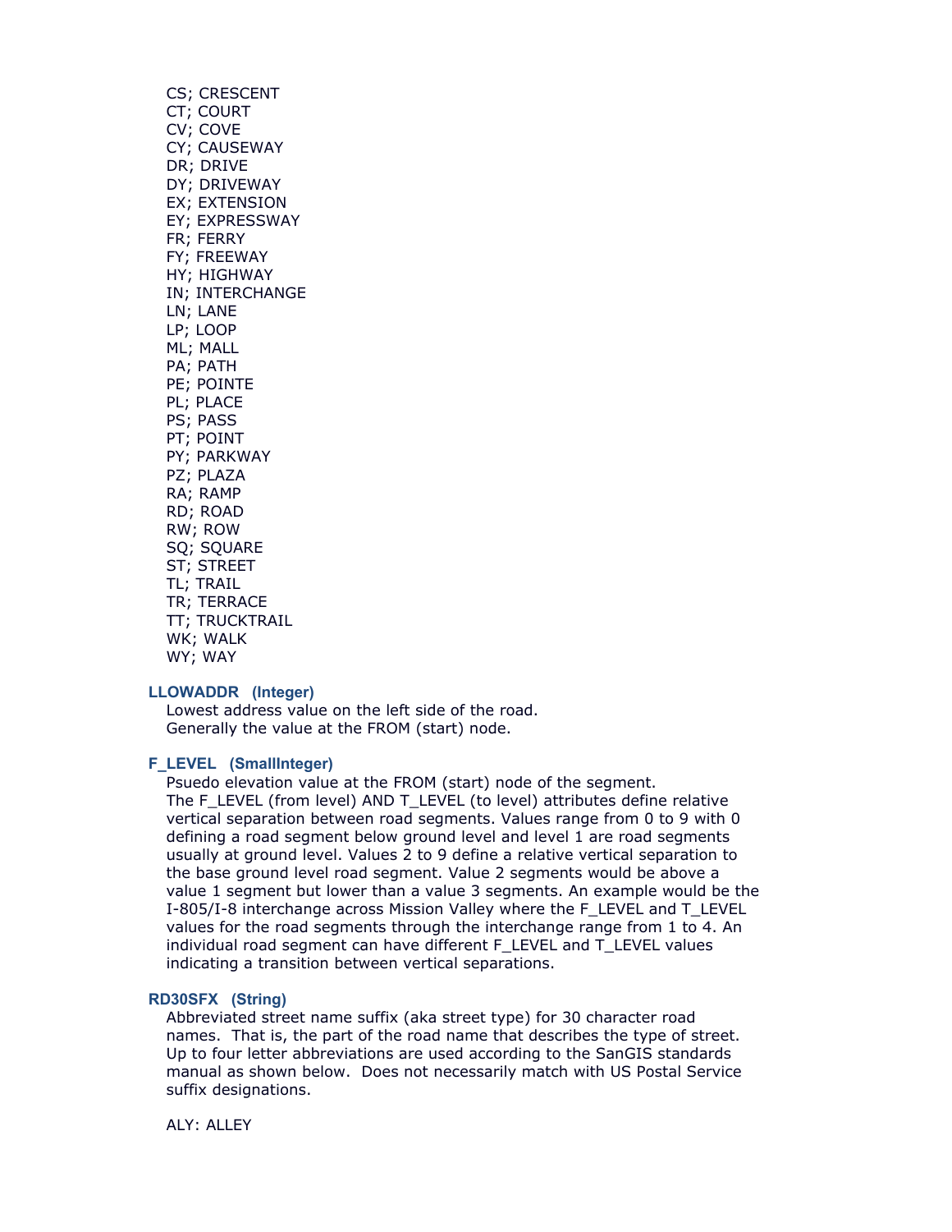CS; CRESCENT
CT; COURT
CV; COVE
CY; CAUSEWAY
DR; DRIVE
DY; DRIVEWAY
EX; EXTENSION
EY; EXPRESSWAY
FR; FERRY
FY; FREEWAY
HY; HIGHWAY
IN; INTERCHANGE
LN; LANE
LP; LOOP
ML; MALL
PA; PATH
PE; POINTE
PL; PLACE
PS; PASS
PT; POINT
PY; PARKWAY
PZ; PLAZA
RA; RAMP
RD; ROAD
RW; ROW
SQ; SQUARE
ST; STREET
TL; TRAIL
TR; TERRACE
TT; TRUCKTRAIL
WK; WALK
WY; WAY

### LLOWADDR (Integer)

Lowest address value on the left side of the road.
Generally the value at the FROM (start) node.

### F_LEVEL (SmallInteger)

Psuedo elevation value at the FROM (start) node of the segment.
The F_LEVEL (from level) AND T_LEVEL (to level) attributes define relative vertical separation between road segments. Values range from 0 to 9 with 0 defining a road segment below ground level and level 1 are road segments usually at ground level. Values 2 to 9 define a relative vertical separation to the base ground level road segment. Value 2 segments would be above a value 1 segment but lower than a value 3 segments. An example would be the I-805/I-8 interchange across Mission Valley where the F_LEVEL and T_LEVEL values for the road segments through the interchange range from 1 to 4. An individual road segment can have different F_LEVEL and T_LEVEL values indicating a transition between vertical separations.

### RD30SFX (String)

Abbreviated street name suffix (aka street type) for 30 character road names. That is, the part of the road name that describes the type of street. Up to four letter abbreviations are used according to the SanGIS standards manual as shown below. Does not necessarily match with US Postal Service suffix designations.

ALY: ALLEY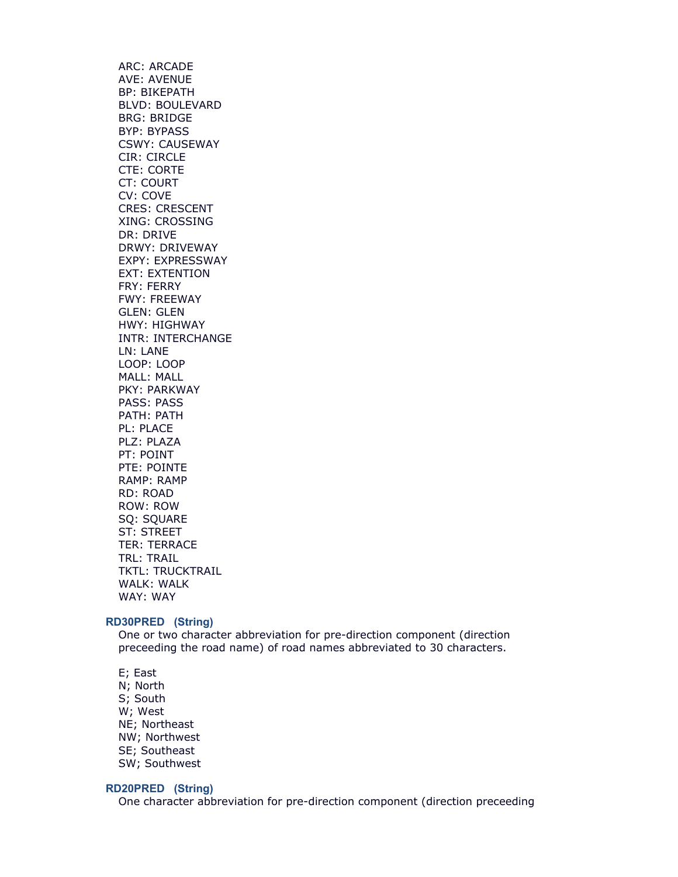ARC: ARCADE
AVE: AVENUE
BP: BIKEPATH
BLVD: BOULEVARD
BRG: BRIDGE
BYP: BYPASS
CSWY: CAUSEWAY
CIR: CIRCLE
CTE: CORTE
CT: COURT
CV: COVE
CRES: CRESCENT
XING: CROSSING
DR: DRIVE
DRWY: DRIVEWAY
EXPY: EXPRESSWAY
EXT: EXTENTION
FRY: FERRY
FWY: FREEWAY
GLEN: GLEN
HWY: HIGHWAY
INTR: INTERCHANGE
LN: LANE
LOOP: LOOP
MALL: MALL
PKY: PARKWAY
PASS: PASS
PATH: PATH
PL: PLACE
PLZ: PLAZA
PT: POINT
PTE: POINTE
RAMP: RAMP
RD: ROAD
ROW: ROW
SQ: SQUARE
ST: STREET
TER: TERRACE
TRL: TRAIL
TKTL: TRUCKTRAIL
WALK: WALK
WAY: WAY

### RD30PRED (String)

One or two character abbreviation for pre-direction component (direction preceeding the road name) of road names abbreviated to 30 characters.

E; East
N; North
S; South
W; West
NE; Northeast
NW; Northwest
SE; Southeast
SW; Southwest

### RD20PRED (String)

One character abbreviation for pre-direction component (direction preceeding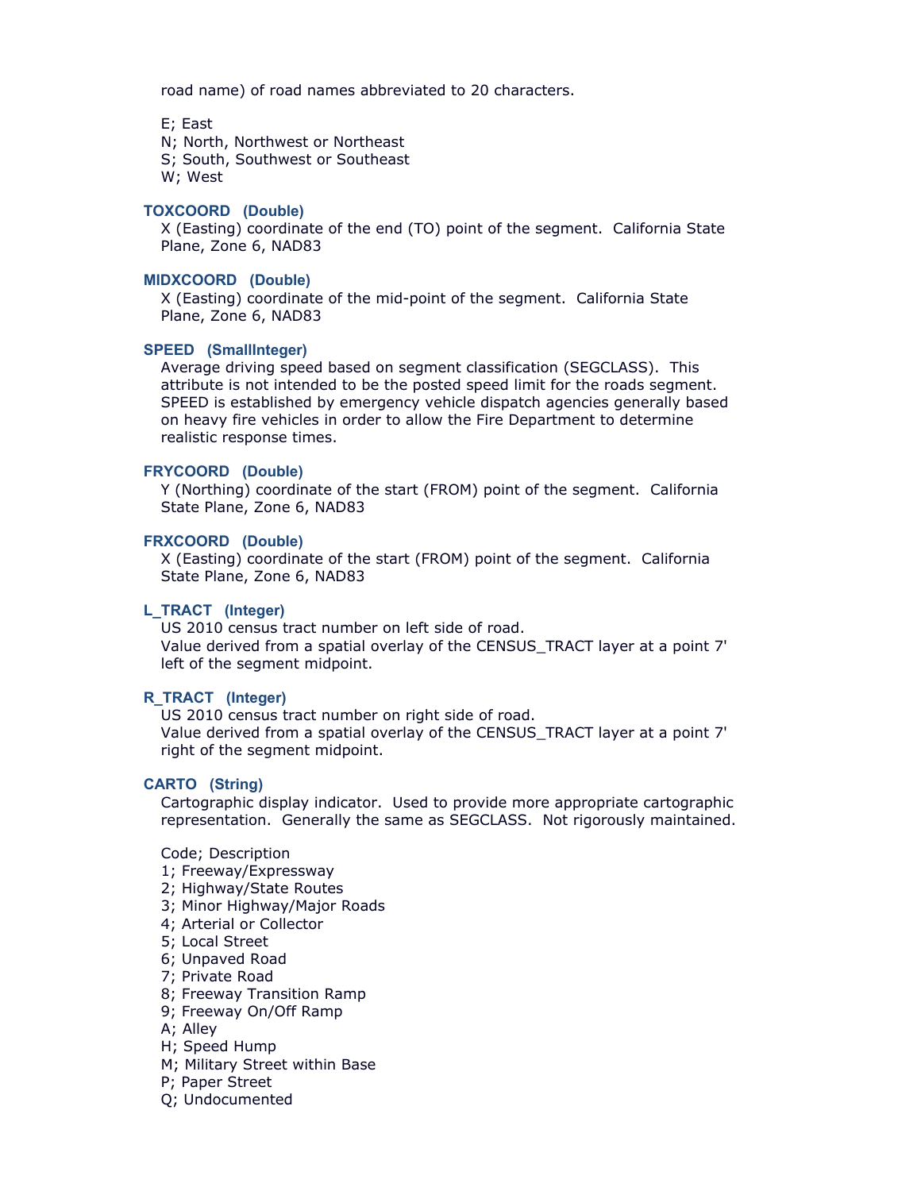road name) of road names abbreviated to 20 characters.

E; East
N; North, Northwest or Northeast
S; South, Southwest or Southeast
W; West

### TOXCOORD (Double)

X (Easting) coordinate of the end (TO) point of the segment. California State Plane, Zone 6, NAD83

### MIDXCOORD (Double)

X (Easting) coordinate of the mid-point of the segment. California State Plane, Zone 6, NAD83

### SPEED (SmallInteger)

Average driving speed based on segment classification (SEGCLASS). This attribute is not intended to be the posted speed limit for the roads segment. SPEED is established by emergency vehicle dispatch agencies generally based on heavy fire vehicles in order to allow the Fire Department to determine realistic response times.

### FRYCOORD (Double)

Y (Northing) coordinate of the start (FROM) point of the segment. California State Plane, Zone 6, NAD83

### FRXCOORD (Double)

X (Easting) coordinate of the start (FROM) point of the segment. California State Plane, Zone 6, NAD83

### L_TRACT (Integer)

US 2010 census tract number on left side of road.
Value derived from a spatial overlay of the CENSUS_TRACT layer at a point 7' left of the segment midpoint.

### R_TRACT (Integer)

US 2010 census tract number on right side of road.
Value derived from a spatial overlay of the CENSUS_TRACT layer at a point 7' right of the segment midpoint.

### CARTO (String)

Cartographic display indicator. Used to provide more appropriate cartographic representation. Generally the same as SEGCLASS. Not rigorously maintained.

Code; Description
1; Freeway/Expressway
2; Highway/State Routes
3; Minor Highway/Major Roads
4; Arterial or Collector
5; Local Street
6; Unpaved Road
7; Private Road
8; Freeway Transition Ramp
9; Freeway On/Off Ramp
A; Alley
H; Speed Hump
M; Military Street within Base
P; Paper Street
Q; Undocumented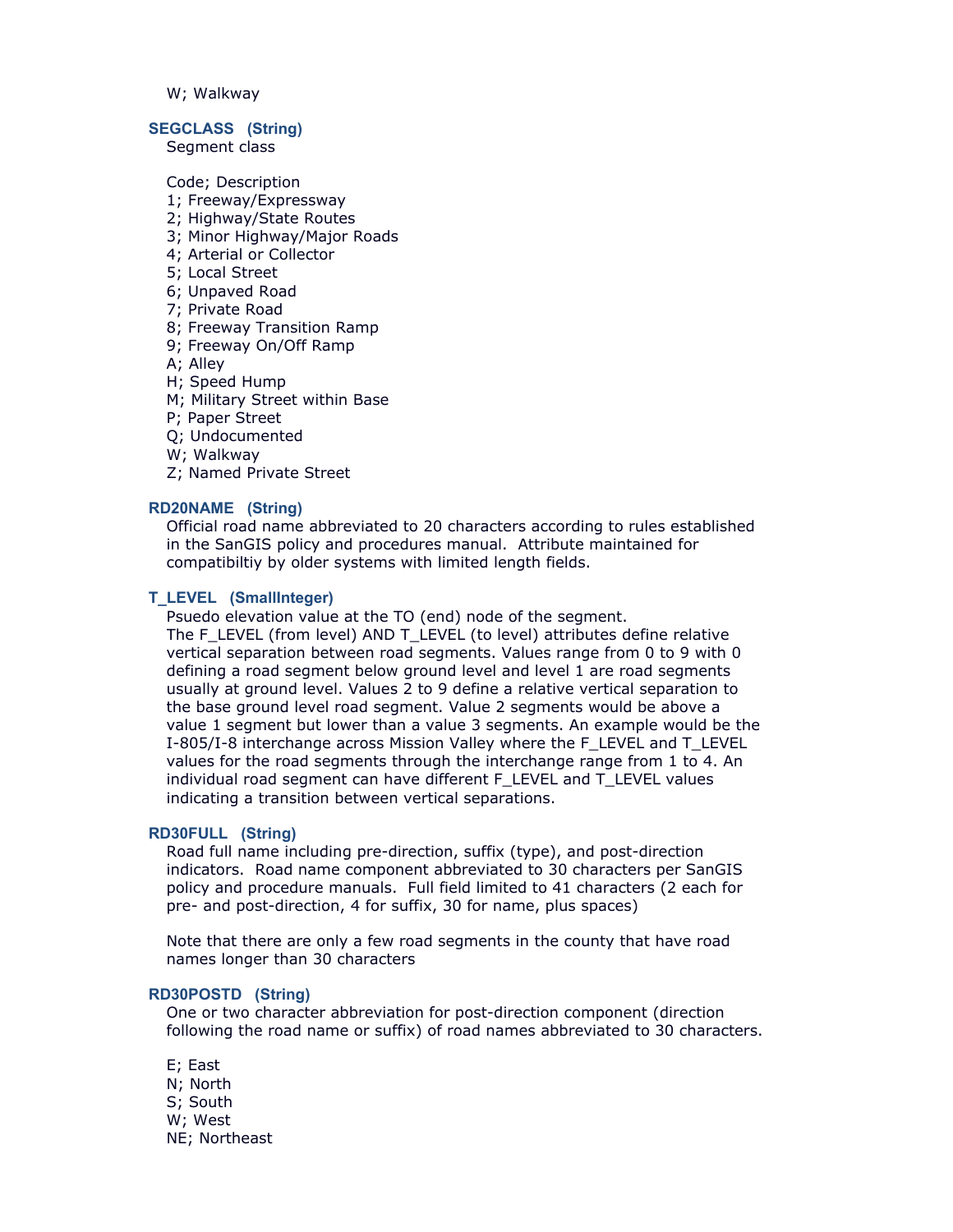W; Walkway

**SEGCLASS (String)**

Segment class

Code; Description
1; Freeway/Expressway
2; Highway/State Routes
3; Minor Highway/Major Roads
4; Arterial or Collector
5; Local Street
6; Unpaved Road
7; Private Road
8; Freeway Transition Ramp
9; Freeway On/Off Ramp
A; Alley
H; Speed Hump
M; Military Street within Base
P; Paper Street
Q; Undocumented
W; Walkway
Z; Named Private Street

**RD20NAME (String)**

Official road name abbreviated to 20 characters according to rules established in the SanGIS policy and procedures manual. Attribute maintained for compatibiltiy by older systems with limited length fields.

**T_LEVEL (SmallInteger)**

Psuedo elevation value at the TO (end) node of the segment.
The F_LEVEL (from level) AND T_LEVEL (to level) attributes define relative vertical separation between road segments. Values range from 0 to 9 with 0 defining a road segment below ground level and level 1 are road segments usually at ground level. Values 2 to 9 define a relative vertical separation to the base ground level road segment. Value 2 segments would be above a value 1 segment but lower than a value 3 segments. An example would be the I-805/I-8 interchange across Mission Valley where the F_LEVEL and T_LEVEL values for the road segments through the interchange range from 1 to 4. An individual road segment can have different F_LEVEL and T_LEVEL values indicating a transition between vertical separations.

**RD30FULL (String)**

Road full name including pre-direction, suffix (type), and post-direction indicators. Road name component abbreviated to 30 characters per SanGIS policy and procedure manuals. Full field limited to 41 characters (2 each for pre- and post-direction, 4 for suffix, 30 for name, plus spaces)

Note that there are only a few road segments in the county that have road names longer than 30 characters

**RD30POSTD (String)**

One or two character abbreviation for post-direction component (direction following the road name or suffix) of road names abbreviated to 30 characters.

E; East
N; North
S; South
W; West
NE; Northeast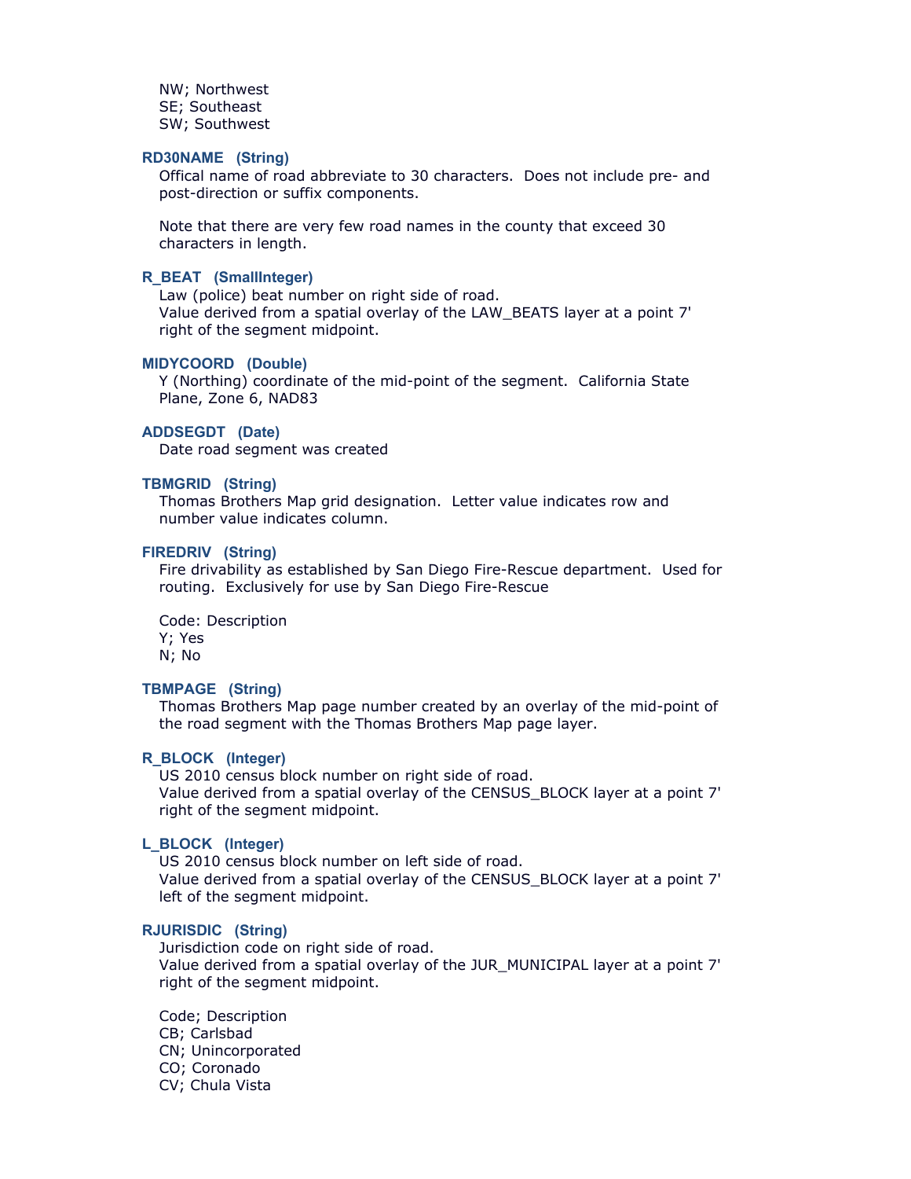NW; Northwest
SE; Southeast
SW; Southwest

### RD30NAME (String)

Offical name of road abbreviate to 30 characters. Does not include pre- and post-direction or suffix components.

Note that there are very few road names in the county that exceed 30 characters in length.

### R_BEAT (SmallInteger)

Law (police) beat number on right side of road.
Value derived from a spatial overlay of the LAW_BEATS layer at a point 7' right of the segment midpoint.

### MIDYCOORD (Double)

Y (Northing) coordinate of the mid-point of the segment. California State Plane, Zone 6, NAD83

### ADDSEGDT (Date)

Date road segment was created

### TBMGRID (String)

Thomas Brothers Map grid designation. Letter value indicates row and number value indicates column.

### FIREDRIV (String)

Fire drivability as established by San Diego Fire-Rescue department. Used for routing. Exclusively for use by San Diego Fire-Rescue

Code: Description
Y; Yes
N; No

### TBMPAGE (String)

Thomas Brothers Map page number created by an overlay of the mid-point of the road segment with the Thomas Brothers Map page layer.

### R_BLOCK (Integer)

US 2010 census block number on right side of road.
Value derived from a spatial overlay of the CENSUS_BLOCK layer at a point 7' right of the segment midpoint.

### L_BLOCK (Integer)

US 2010 census block number on left side of road.
Value derived from a spatial overlay of the CENSUS_BLOCK layer at a point 7' left of the segment midpoint.

### RJURISDIC (String)

Jurisdiction code on right side of road.
Value derived from a spatial overlay of the JUR_MUNICIPAL layer at a point 7' right of the segment midpoint.

Code; Description
CB; Carlsbad
CN; Unincorporated
CO; Coronado
CV; Chula Vista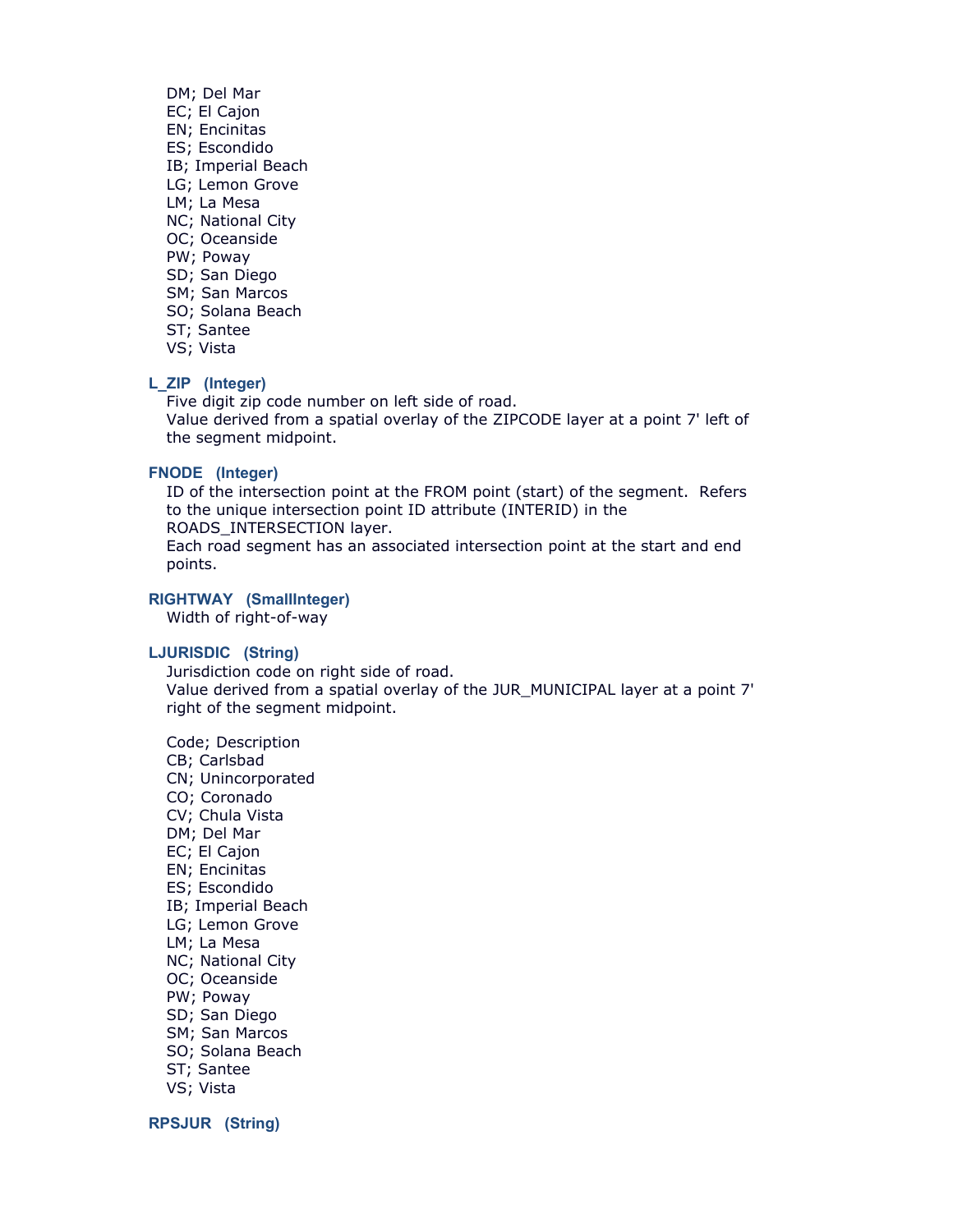DM; Del Mar
EC; El Cajon
EN; Encinitas
ES; Escondido
IB; Imperial Beach
LG; Lemon Grove
LM; La Mesa
NC; National City
OC; Oceanside
PW; Poway
SD; San Diego
SM; San Marcos
SO; Solana Beach
ST; Santee
VS; Vista

**L_ZIP (Integer)**

Five digit zip code number on left side of road.
Value derived from a spatial overlay of the ZIPCODE layer at a point 7' left of the segment midpoint.

**FNODE (Integer)**

ID of the intersection point at the FROM point (start) of the segment. Refers to the unique intersection point ID attribute (INTERID) in the ROADS_INTERSECTION layer.
Each road segment has an associated intersection point at the start and end points.

**RIGHTWAY (SmallInteger)**

Width of right-of-way

**LJURISDIC (String)**

Jurisdiction code on right side of road.
Value derived from a spatial overlay of the JUR_MUNICIPAL layer at a point 7' right of the segment midpoint.

Code; Description
CB; Carlsbad
CN; Unincorporated
CO; Coronado
CV; Chula Vista
DM; Del Mar
EC; El Cajon
EN; Encinitas
ES; Escondido
IB; Imperial Beach
LG; Lemon Grove
LM; La Mesa
NC; National City
OC; Oceanside
PW; Poway
SD; San Diego
SM; San Marcos
SO; Solana Beach
ST; Santee
VS; Vista

**RPSJUR (String)**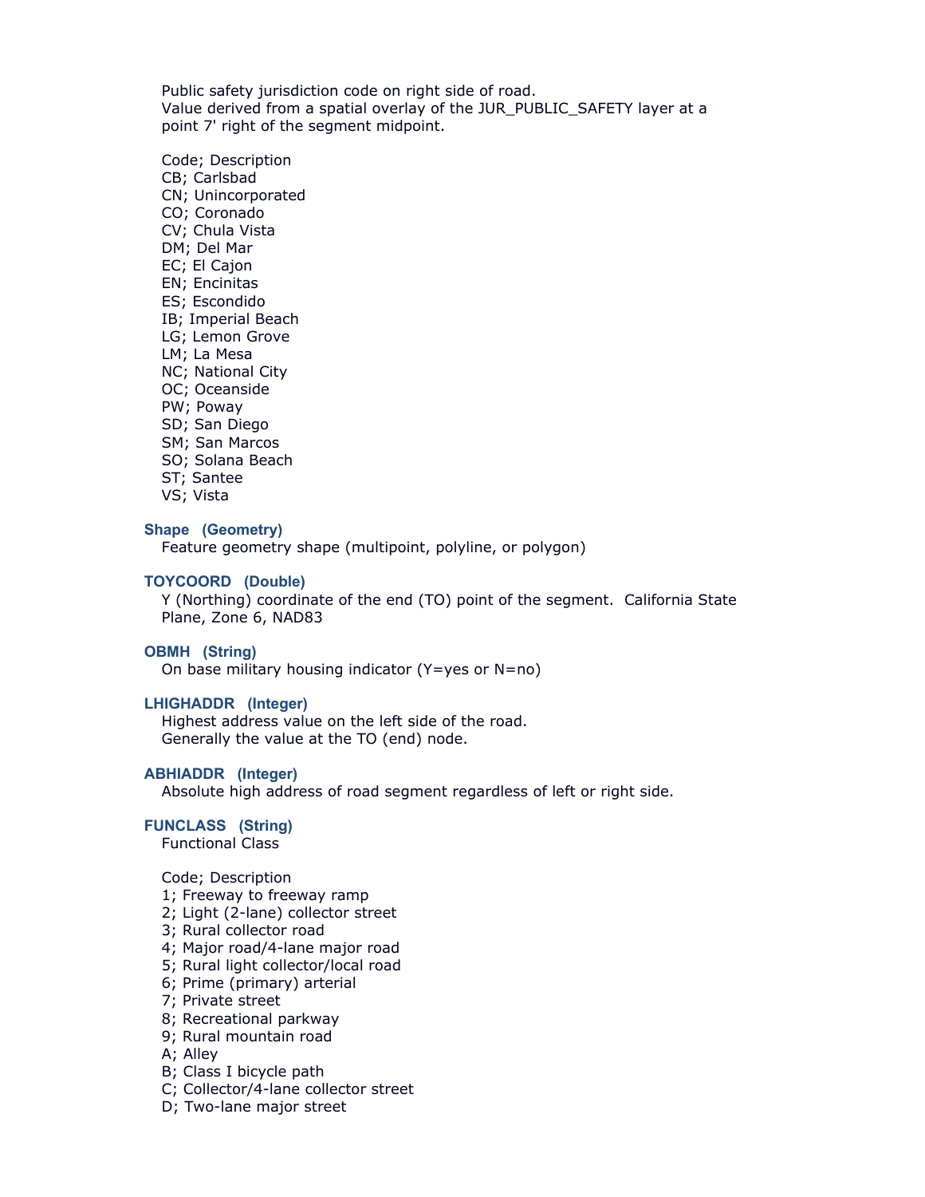Public safety jurisdiction code on right side of road.
Value derived from a spatial overlay of the JUR_PUBLIC_SAFETY layer at a point 7' right of the segment midpoint.

Code; Description
CB; Carlsbad
CN; Unincorporated
CO; Coronado
CV; Chula Vista
DM; Del Mar
EC; El Cajon
EN; Encinitas
ES; Escondido
IB; Imperial Beach
LG; Lemon Grove
LM; La Mesa
NC; National City
OC; Oceanside
PW; Poway
SD; San Diego
SM; San Marcos
SO; Solana Beach
ST; Santee
VS; Vista

**Shape (Geometry)**
Feature geometry shape (multipoint, polyline, or polygon)

**TOYCOORD (Double)**
Y (Northing) coordinate of the end (TO) point of the segment. California State Plane, Zone 6, NAD83

**OBMH (String)**
On base military housing indicator (Y=yes or N=no)

**LHIGHADDR (Integer)**
Highest address value on the left side of the road.
Generally the value at the TO (end) node.

**ABHIADDR (Integer)**
Absolute high address of road segment regardless of left or right side.

**FUNCLASS (String)**
Functional Class

Code; Description
1; Freeway to freeway ramp
2; Light (2-lane) collector street
3; Rural collector road
4; Major road/4-lane major road
5; Rural light collector/local road
6; Prime (primary) arterial
7; Private street
8; Recreational parkway
9; Rural mountain road
A; Alley
B; Class I bicycle path
C; Collector/4-lane collector street
D; Two-lane major street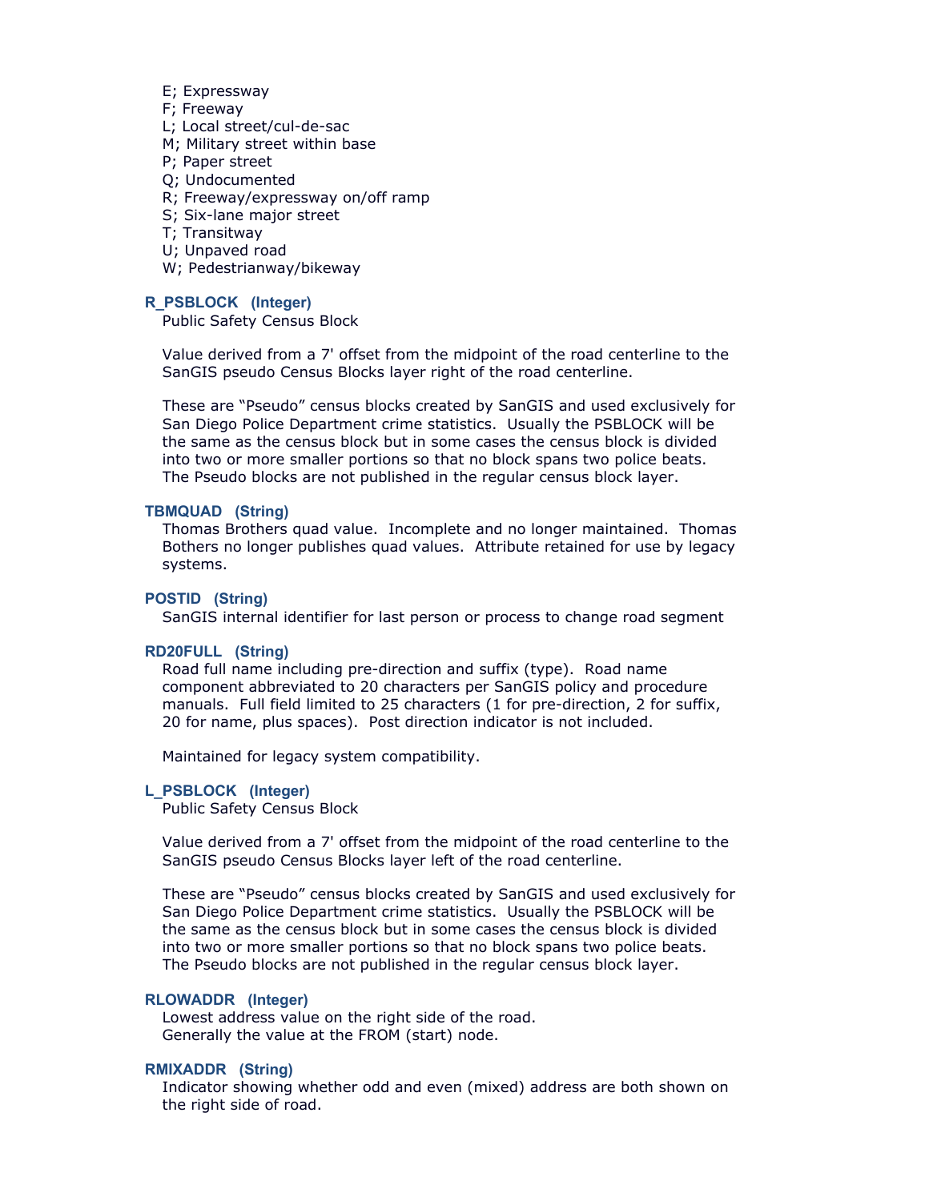E; Expressway
F; Freeway
L; Local street/cul-de-sac
M; Military street within base
P; Paper street
Q; Undocumented
R; Freeway/expressway on/off ramp
S; Six-lane major street
T; Transitway
U; Unpaved road
W; Pedestrianway/bikeway

**R_PSBLOCK (Integer)**

Public Safety Census Block

Value derived from a 7' offset from the midpoint of the road centerline to the SanGIS pseudo Census Blocks layer right of the road centerline.

These are "Pseudo" census blocks created by SanGIS and used exclusively for San Diego Police Department crime statistics. Usually the PSBLOCK will be the same as the census block but in some cases the census block is divided into two or more smaller portions so that no block spans two police beats. The Pseudo blocks are not published in the regular census block layer.

**TBMQUAD (String)**

Thomas Brothers quad value. Incomplete and no longer maintained. Thomas Bothers no longer publishes quad values. Attribute retained for use by legacy systems.

**POSTID (String)**

SanGIS internal identifier for last person or process to change road segment

**RD20FULL (String)**

Road full name including pre-direction and suffix (type). Road name component abbreviated to 20 characters per SanGIS policy and procedure manuals. Full field limited to 25 characters (1 for pre-direction, 2 for suffix, 20 for name, plus spaces). Post direction indicator is not included.

Maintained for legacy system compatibility.

**L_PSBLOCK (Integer)**

Public Safety Census Block

Value derived from a 7' offset from the midpoint of the road centerline to the SanGIS pseudo Census Blocks layer left of the road centerline.

These are "Pseudo" census blocks created by SanGIS and used exclusively for San Diego Police Department crime statistics. Usually the PSBLOCK will be the same as the census block but in some cases the census block is divided into two or more smaller portions so that no block spans two police beats. The Pseudo blocks are not published in the regular census block layer.

**RLOWADDR (Integer)**

Lowest address value on the right side of the road.
Generally the value at the FROM (start) node.

**RMIXADDR (String)**

Indicator showing whether odd and even (mixed) address are both shown on the right side of road.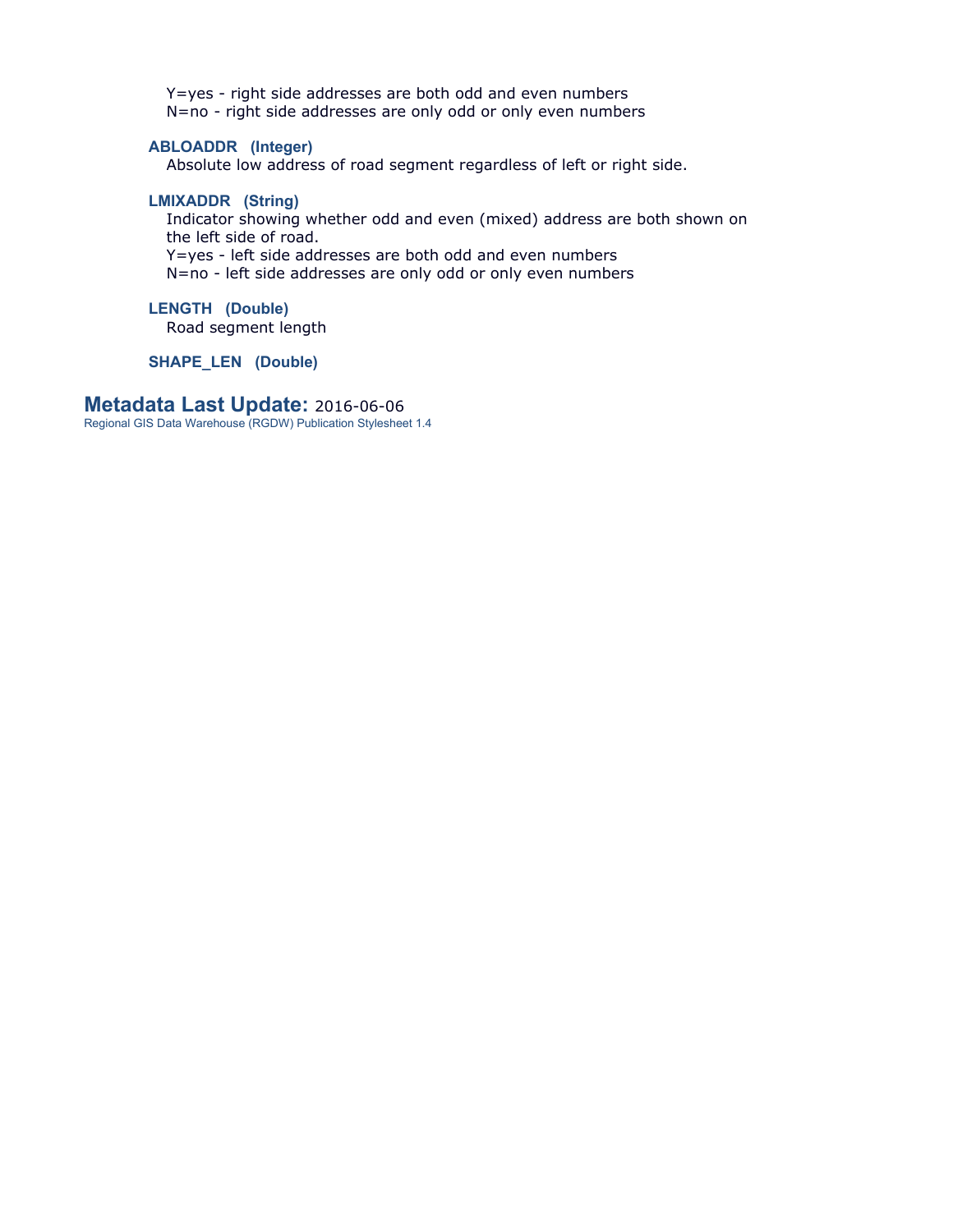Y=yes - right side addresses are both odd and even numbers
N=no - right side addresses are only odd or only even numbers

**ABLOADDR (Integer)**
Absolute low address of road segment regardless of left or right side.

**LMIXADDR (String)**
Indicator showing whether odd and even (mixed) address are both shown on the left side of road.
Y=yes - left side addresses are both odd and even numbers
N=no - left side addresses are only odd or only even numbers

**LENGTH (Double)**
Road segment length

**SHAPE_LEN (Double)**

## Metadata Last Update: 2016-06-06

Regional GIS Data Warehouse (RGDW) Publication Stylesheet 1.4